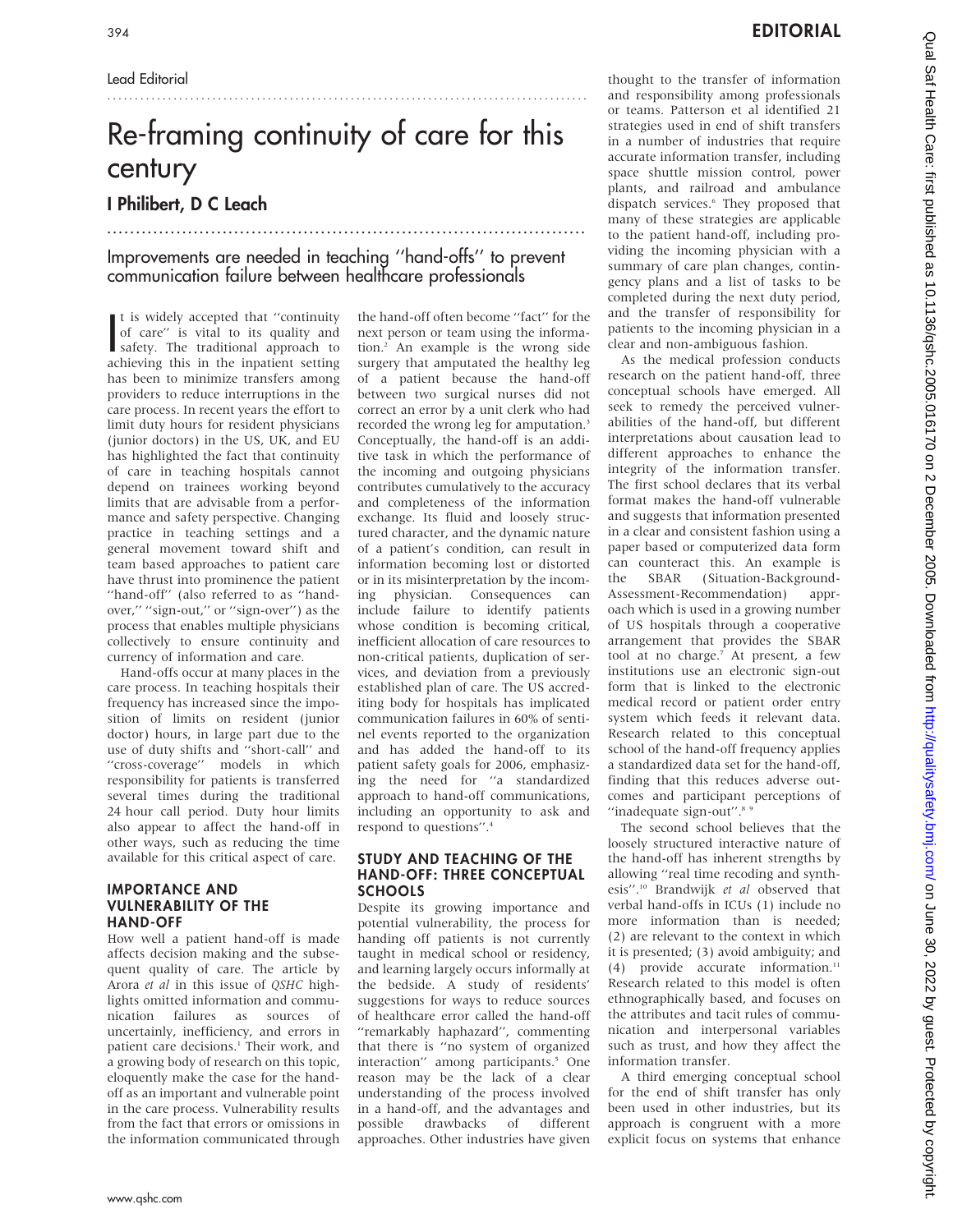Lead Editorial

# Re-framing continuity of care for this century

## I Philibert, D C Leach

Improvements are needed in teaching ''hand-offs'' to prevent communication failure between healthcare professionals

It is widely accepted that ''continuity of care'' is vital to its quality and safety. The traditional approach to achieving this in the inpatient setting has been to minimize transfers among providers to reduce interruptions in the care process. In recent years the effort to limit duty hours for resident physicians (junior doctors) in the US, UK, and EU has highlighted the fact that continuity of care in teaching hospitals cannot depend on trainees working beyond limits that are advisable from a performance and safety perspective. Changing practice in teaching settings and a general movement toward shift and team based approaches to patient care have thrust into prominence the patient ''hand-off'' (also referred to as ''hand-over,'' ''sign-out,'' or ''sign-over'') as the process that enables multiple physicians collectively to ensure continuity and currency of information and care.

Hand-offs occur at many places in the care process. In teaching hospitals their frequency has increased since the imposition of limits on resident (junior doctor) hours, in large part due to the use of duty shifts and ''short-call'' and ''cross-coverage'' models in which responsibility for patients is transferred several times during the traditional 24 hour call period. Duty hour limits also appear to affect the hand-off in other ways, such as reducing the time available for this critical aspect of care.

### IMPORTANCE AND VULNERABILITY OF THE HAND-OFF

How well a patient hand-off is made affects decision making and the subsequent quality of care. The article by Arora *et al* in this issue of *QSHC* highlights omitted information and communication failures as sources of uncertainly, inefficiency, and errors in patient care decisions.[1] Their work, and a growing body of research on this topic, eloquently make the case for the hand-off as an important and vulnerable point in the care process. Vulnerability results from the fact that errors or omissions in the information communicated through the hand-off often become ''fact'' for the next person or team using the information.[2] An example is the wrong side surgery that amputated the healthy leg of a patient because the hand-off between two surgical nurses did not correct an error by a unit clerk who had recorded the wrong leg for amputation.[3] Conceptually, the hand-off is an additive task in which the performance of the incoming and outgoing physicians contributes cumulatively to the accuracy and completeness of the information exchange. Its fluid and loosely structured character, and the dynamic nature of a patient's condition, can result in information becoming lost or distorted or in its misinterpretation by the incoming physician. Consequences can include failure to identify patients whose condition is becoming critical, inefficient allocation of care resources to non-critical patients, duplication of services, and deviation from a previously established plan of care. The US accrediting body for hospitals has implicated communication failures in 60% of sentinel events reported to the organization and has added the hand-off to its patient safety goals for 2006, emphasizing the need for ''a standardized approach to hand-off communications, including an opportunity to ask and respond to questions''.[4]

### STUDY AND TEACHING OF THE HAND-OFF: THREE CONCEPTUAL SCHOOLS

Despite its growing importance and potential vulnerability, the process for handing off patients is not currently taught in medical school or residency, and learning largely occurs informally at the bedside. A study of residents' suggestions for ways to reduce sources of healthcare error called the hand-off ''remarkably haphazard'', commenting that there is ''no system of organized interaction'' among participants.[5] One reason may be the lack of a clear understanding of the process involved in a hand-off, and the advantages and possible drawbacks of different approaches. Other industries have given thought to the transfer of information and responsibility among professionals or teams. Patterson et al identified 21 strategies used in end of shift transfers in a number of industries that require accurate information transfer, including space shuttle mission control, power plants, and railroad and ambulance dispatch services.[6] They proposed that many of these strategies are applicable to the patient hand-off, including providing the incoming physician with a summary of care plan changes, contingency plans and a list of tasks to be completed during the next duty period, and the transfer of responsibility for patients to the incoming physician in a clear and non-ambiguous fashion.

As the medical profession conducts research on the patient hand-off, three conceptual schools have emerged. All seek to remedy the perceived vulnerabilities of the hand-off, but different interpretations about causation lead to different approaches to enhance the integrity of the information transfer. The first school declares that its verbal format makes the hand-off vulnerable and suggests that information presented in a clear and consistent fashion using a paper based or computerized data form can counteract this. An example is the SBAR (Situation-Background-Assessment-Recommendation) approach which is used in a growing number of US hospitals through a cooperative arrangement that provides the SBAR tool at no charge.[7] At present, a few institutions use an electronic sign-out form that is linked to the electronic medical record or patient order entry system which feeds it relevant data. Research related to this conceptual school of the hand-off frequency applies a standardized data set for the hand-off, finding that this reduces adverse outcomes and participant perceptions of ''inadequate sign-out''.[8,9]

The second school believes that the loosely structured interactive nature of the hand-off has inherent strengths by allowing ''real time recoding and synthesis''.[10] Brandwijk *et al* observed that verbal hand-offs in ICUs (1) include no more information than is needed; (2) are relevant to the context in which it is presented; (3) avoid ambiguity; and (4) provide accurate information.[11] Research related to this model is often ethnographically based, and focuses on the attributes and tacit rules of communication and interpersonal variables such as trust, and how they affect the information transfer.

A third emerging conceptual school for the end of shift transfer has only been used in other industries, but its approach is congruent with a more explicit focus on systems that enhance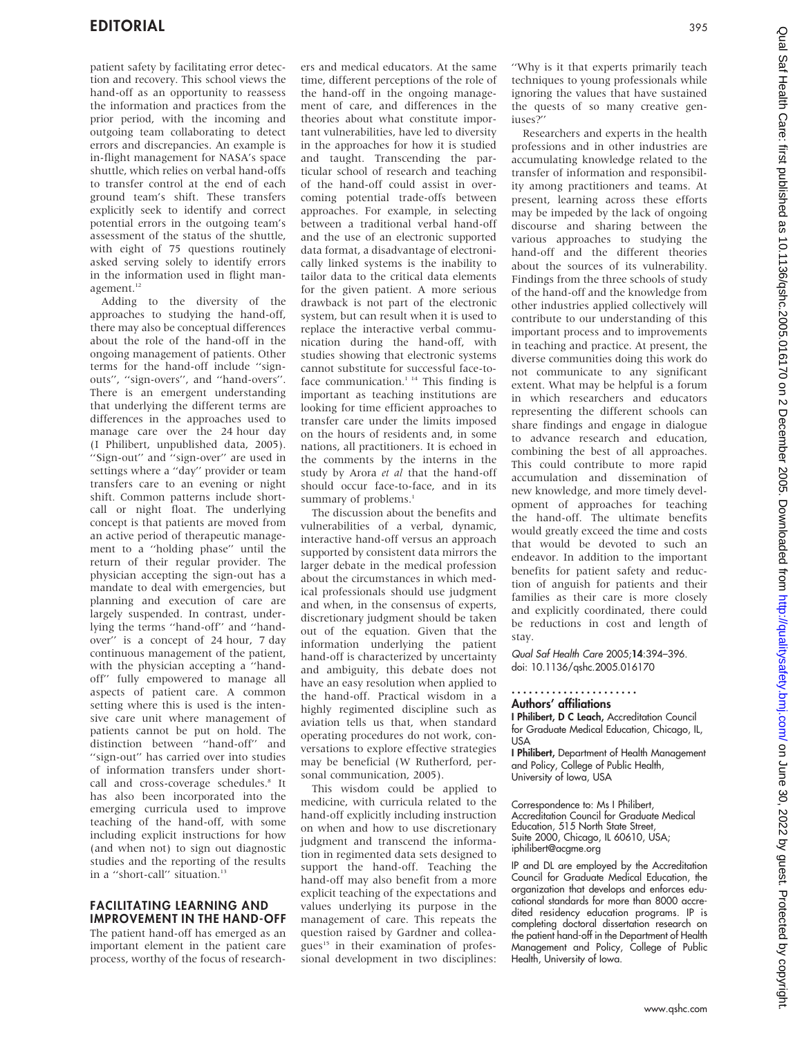patient safety by facilitating error detection and recovery. This school views the hand-off as an opportunity to reassess the information and practices from the prior period, with the incoming and outgoing team collaborating to detect errors and discrepancies. An example is in-flight management for NASA's space shuttle, which relies on verbal hand-offs to transfer control at the end of each ground team's shift. These transfers explicitly seek to identify and correct potential errors in the outgoing team's assessment of the status of the shuttle, with eight of 75 questions routinely asked serving solely to identify errors in the information used in flight management.[12]

Adding to the diversity of the approaches to studying the hand-off, there may also be conceptual differences about the role of the hand-off in the ongoing management of patients. Other terms for the hand-off include "sign-outs", "sign-overs", and "hand-overs". There is an emergent understanding that underlying the different terms are differences in the approaches used to manage care over the 24 hour day (I Philibert, unpublished data, 2005). "Sign-out" and "sign-over" are used in settings where a "day" provider or team transfers care to an evening or night shift. Common patterns include short-call or night float. The underlying concept is that patients are moved from an active period of therapeutic management to a "holding phase" until the return of their regular provider. The physician accepting the sign-out has a mandate to deal with emergencies, but planning and execution of care are largely suspended. In contrast, underlying the terms "hand-off" and "hand-over" is a concept of 24 hour, 7 day continuous management of the patient, with the physician accepting a "hand-off" fully empowered to manage all aspects of patient care. A common setting where this is used is the intensive care unit where management of patients cannot be put on hold. The distinction between "hand-off" and "sign-out" has carried over into studies of information transfers under short-call and cross-coverage schedules.[8] It has also been incorporated into the emerging curricula used to improve teaching of the hand-off, with some including explicit instructions for how (and when not) to sign out diagnostic studies and the reporting of the results in a "short-call" situation.[13]

## FACILITATING LEARNING AND IMPROVEMENT IN THE HAND-OFF

The patient hand-off has emerged as an important element in the patient care process, worthy of the focus of researchers and medical educators. At the same time, different perceptions of the role of the hand-off in the ongoing management of care, and differences in the theories about what constitute important vulnerabilities, have led to diversity in the approaches for how it is studied and taught. Transcending the particular school of research and teaching of the hand-off could assist in overcoming potential trade-offs between approaches. For example, in selecting between a traditional verbal hand-off and the use of an electronic supported data format, a disadvantage of electronically linked systems is the inability to tailor data to the critical data elements for the given patient. A more serious drawback is not part of the electronic system, but can result when it is used to replace the interactive verbal communication during the hand-off, with studies showing that electronic systems cannot substitute for successful face-to-face communication.[1 14] This finding is important as teaching institutions are looking for time efficient approaches to transfer care under the limits imposed on the hours of residents and, in some nations, all practitioners. It is echoed in the comments by the interns in the study by Arora *et al* that the hand-off should occur face-to-face, and in its summary of problems.[1]

The discussion about the benefits and vulnerabilities of a verbal, dynamic, interactive hand-off versus an approach supported by consistent data mirrors the larger debate in the medical profession about the circumstances in which medical professionals should use judgment and when, in the consensus of experts, discretionary judgment should be taken out of the equation. Given that the information underlying the patient hand-off is characterized by uncertainty and ambiguity, this debate does not have an easy resolution when applied to the hand-off. Practical wisdom in a highly regimented discipline such as aviation tells us that, when standard operating procedures do not work, conversations to explore effective strategies may be beneficial (W Rutherford, personal communication, 2005).

This wisdom could be applied to medicine, with curricula related to the hand-off explicitly including instruction on when and how to use discretionary judgment and transcend the information in regimented data sets designed to support the hand-off. Teaching the hand-off may also benefit from a more explicit teaching of the expectations and values underlying its purpose in the management of care. This repeats the question raised by Gardner and colleagues[15] in their examination of professional development in two disciplines: "Why is it that experts primarily teach techniques to young professionals while ignoring the values that have sustained the quests of so many creative geniuses?"

Researchers and experts in the health professions and in other industries are accumulating knowledge related to the transfer of information and responsibility among practitioners and teams. At present, learning across these efforts may be impeded by the lack of ongoing discourse and sharing between the various approaches to studying the hand-off and the different theories about the sources of its vulnerability. Findings from the three schools of study of the hand-off and the knowledge from other industries applied collectively will contribute to our understanding of this important process and to improvements in teaching and practice. At present, the diverse communities doing this work do not communicate to any significant extent. What may be helpful is a forum in which researchers and educators representing the different schools can share findings and engage in dialogue to advance research and education, combining the best of all approaches. This could contribute to more rapid accumulation and dissemination of new knowledge, and more timely development of approaches for teaching the hand-off. The ultimate benefits would greatly exceed the time and costs that would be devoted to such an endeavor. In addition to the important benefits for patient safety and reduction of anguish for patients and their families as their care is more closely and explicitly coordinated, there could be reductions in cost and length of stay.

*Qual Saf Health Care* 2005;**14**:394–396.
doi: 10.1136/qshc.2005.016170

### Authors' affiliations

**I Philibert, D C Leach,** Accreditation Council for Graduate Medical Education, Chicago, IL, USA

**I Philibert,** Department of Health Management and Policy, College of Public Health, University of Iowa, USA

Correspondence to: Ms I Philibert, Accreditation Council for Graduate Medical Education, 515 North State Street, Suite 2000, Chicago, IL 60610, USA; iphilibert@acgme.org

IP and DL are employed by the Accreditation Council for Graduate Medical Education, the organization that develops and enforces educational standards for more than 8000 accredited residency education programs. IP is completing doctoral dissertation research on the patient hand-off in the Department of Health Management and Policy, College of Public Health, University of Iowa.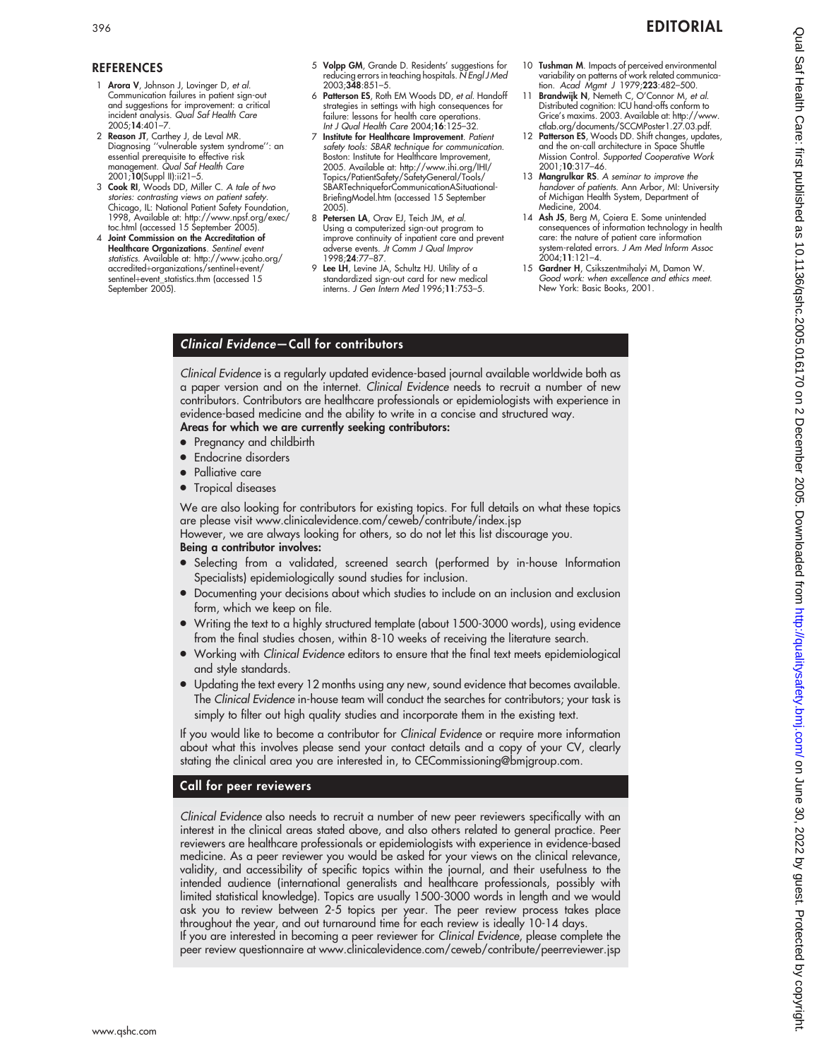## REFERENCES

1. **Arora V**, Johnson J, Lovinger D, *et al.* Communication failures in patient sign-out and suggestions for improvement: a critical incident analysis. *Qual Saf Health Care* 2005;**14**:401–7.
2. **Reason JT**, Carthey J, de Leval MR. Diagnosing ''vulnerable system syndrome'': an essential prerequisite to effective risk management. *Qual Saf Health Care* 2001;**10**(Suppl II):ii21–5.
3. **Cook RI**, Woods DD, Miller C. *A tale of two stories: contrasting views on patient safety.* Chicago, IL: National Patient Safety Foundation, 1998, Available at: http://www.npsf.org/exec/toc.html (accessed 15 September 2005).
4. **Joint Commission on the Accreditation of Healthcare Organizations**. *Sentinel event statistics.* Available at: http://www.jcaho.org/accredited+organizations/sentinel+event/sentinel+event_statistics.thm (accessed 15 September 2005).
5. **Volpp GM**, Grande D. Residents' suggestions for reducing errors in teaching hospitals. *N Engl J Med* 2003;**348**:851–5.
6. **Patterson ES**, Roth EM Woods DD, *et al.* Handoff strategies in settings with high consequences for failure: lessons for health care operations. *Int J Qual Health Care* 2004;**16**:125–32.
7. **Institute for Healthcare Improvement**. *Patient safety tools: SBAR technique for communication.* Boston: Institute for Healthcare Improvement, 2005. Available at: http://www.ihi.org/IHI/Topics/PatientSafety/SafetyGeneral/Tools/SBARTechniqueforCommunicationASituationalBriefingModel.htm (accessed 15 September 2005).
8. **Petersen LA**, Orav EJ, Teich JM, *et al.* Using a computerized sign-out program to improve continuity of inpatient care and prevent adverse events. *Jt Comm J Qual Improv* 1998;**24**:77–87.
9. **Lee LH**, Levine JA, Schultz HJ. Utility of a standardized sign-out card for new medical interns. *J Gen Intern Med* 1996;**11**:753–5.
10. **Tushman M**. Impacts of perceived environmental variability on patterns of work related communication. *Acad Mgmt J* 1979;**223**:482–500.
11. **Brandwijk N**, Nemeth C, O'Connor M, *et al.* Distributed cognition: ICU hand-offs conform to Grice's maxims. 2003. Available at: http://www.ctlab.org/documents/SCCMPoster1.27.03.pdf.
12. **Patterson ES**, Woods DD. Shift changes, updates, and the on-call architecture in Space Shuttle Mission Control. *Supported Cooperative Work* 2001;**10**:317–46.
13. **Mangrulkar RS**. *A seminar to improve the handover of patients.* Ann Arbor, MI: University of Michigan Health System, Department of Medicine, 2004.
14. **Ash JS**, Berg M, Coiera E. Some unintended consequences of information technology in health care: the nature of patient care information system-related errors. *J Am Med Inform Assoc* 2004;**11**:121–4.
15. **Gardner H**, Csikszentmihalyi M, Damon W. *Good work: when excellence and ethics meet.* New York: Basic Books, 2001.

## *Clinical Evidence*—Call for contributors

*Clinical Evidence* is a regularly updated evidence-based journal available worldwide both as a paper version and on the internet. *Clinical Evidence* needs to recruit a number of new contributors. Contributors are healthcare professionals or epidemiologists with experience in evidence-based medicine and the ability to write in a concise and structured way.

**Areas for which we are currently seeking contributors:**

- Pregnancy and childbirth
- Endocrine disorders
- Palliative care
- Tropical diseases

We are also looking for contributors for existing topics. For full details on what these topics are please visit www.clinicalevidence.com/ceweb/contribute/index.jsp

However, we are always looking for others, so do not let this list discourage you.

**Being a contributor involves:**

- Selecting from a validated, screened search (performed by in-house Information Specialists) epidemiologically sound studies for inclusion.
- Documenting your decisions about which studies to include on an inclusion and exclusion form, which we keep on file.
- Writing the text to a highly structured template (about 1500-3000 words), using evidence from the final studies chosen, within 8-10 weeks of receiving the literature search.
- Working with *Clinical Evidence* editors to ensure that the final text meets epidemiological and style standards.
- Updating the text every 12 months using any new, sound evidence that becomes available. The *Clinical Evidence* in-house team will conduct the searches for contributors; your task is simply to filter out high quality studies and incorporate them in the existing text.

If you would like to become a contributor for *Clinical Evidence* or require more information about what this involves please send your contact details and a copy of your CV, clearly stating the clinical area you are interested in, to CECommissioning@bmjgroup.com.

## Call for peer reviewers

*Clinical Evidence* also needs to recruit a number of new peer reviewers specifically with an interest in the clinical areas stated above, and also others related to general practice. Peer reviewers are healthcare professionals or epidemiologists with experience in evidence-based medicine. As a peer reviewer you would be asked for your views on the clinical relevance, validity, and accessibility of specific topics within the journal, and their usefulness to the intended audience (international generalists and healthcare professionals, possibly with limited statistical knowledge). Topics are usually 1500-3000 words in length and we would ask you to review between 2-5 topics per year. The peer review process takes place throughout the year, and out turnaround time for each review is ideally 10-14 days.

If you are interested in becoming a peer reviewer for *Clinical Evidence*, please complete the peer review questionnaire at www.clinicalevidence.com/ceweb/contribute/peerreviewer.jsp